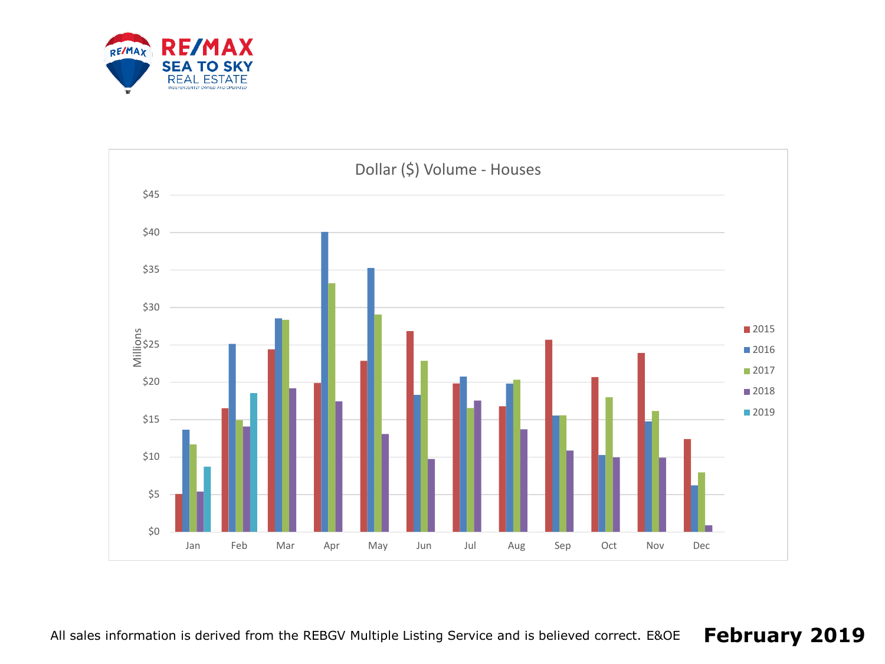RE/MAX SEA TO SKY REAL ESTATE

INDEPENDENTLY OWNED AND OPERATED

## Dollar ($) Volume - Houses

Millions

$45
$40
$35
$30
$25
$20
$15
$10
$5
$0

Jan Feb Mar Apr May Jun Jul Aug Sep Oct Nov Dec

2015
2016
2017
2018
2019

All sales information is derived from the REBGV Multiple Listing Service and is believed correct. E&OE

**February 2019**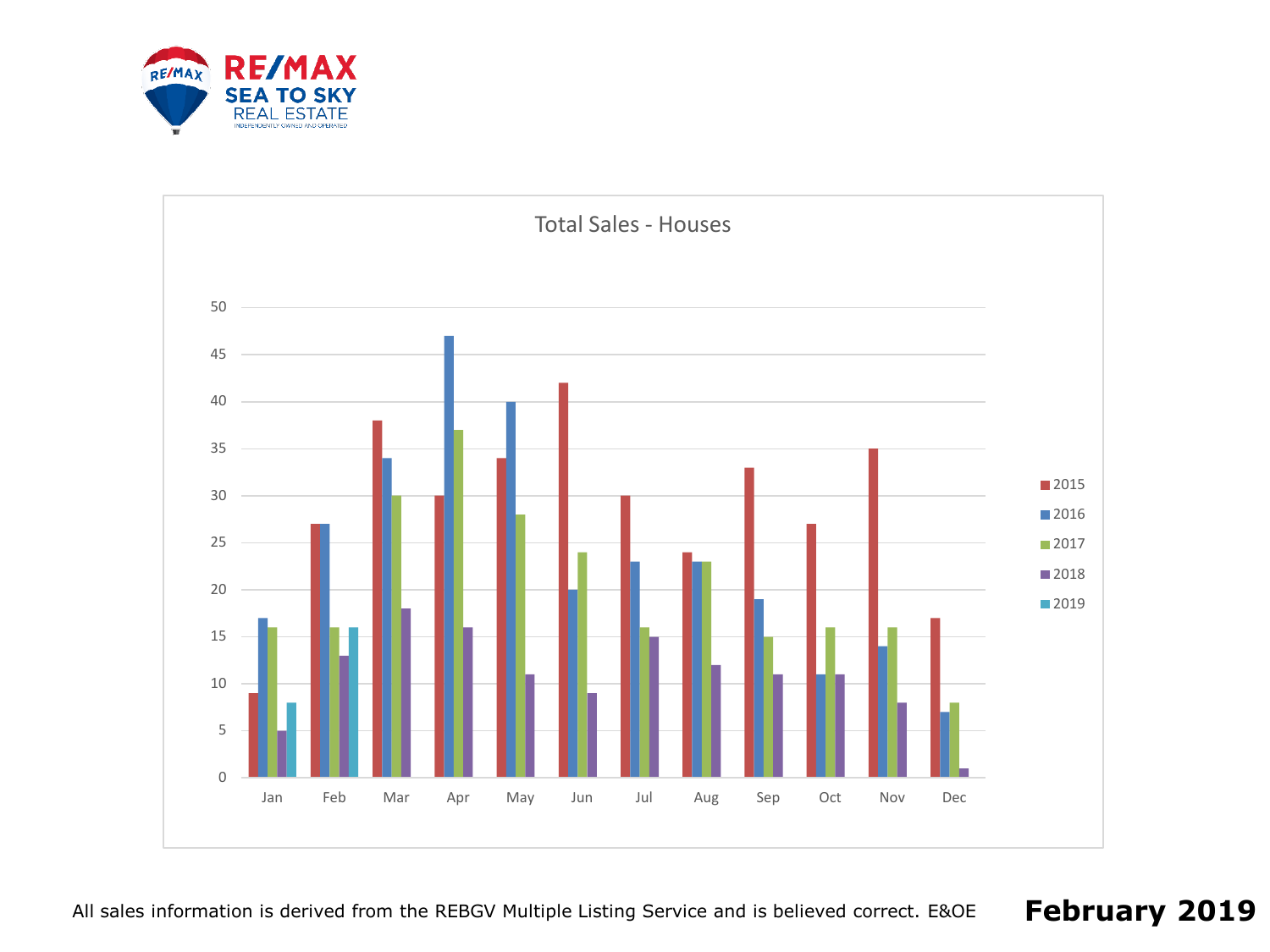RE/MAX SEA TO SKY REAL ESTATE

INDEPENDENTLY OWNED AND OPERATED

## Total Sales - Houses

| Month | 2015 | 2016 | 2017 | 2018 | 2019 |
| --- | --- | --- | --- | --- | --- |
| Jan | 9 | 17 | 16 | 5 | 8 |
| Feb | 27 | 27 | 16 | 13 | 16 |
| Mar | 38 | 34 | 30 | 18 | |
| Apr | 30 | 47 | 37 | 16 | |
| May | 34 | 40 | 28 | 11 | |
| Jun | 42 | 20 | 24 | 9 | |
| Jul | 30 | 23 | 16 | 15 | |
| Aug | 24 | 23 | 23 | 12 | |
| Sep | 33 | 19 | 15 | 11 | |
| Oct | 27 | 11 | 16 | 11 | |
| Nov | 35 | 14 | 16 | 8 | |
| Dec | 17 | 7 | 8 | 1 | |

All sales information is derived from the REBGV Multiple Listing Service and is believed correct. E&OE

**February 2019**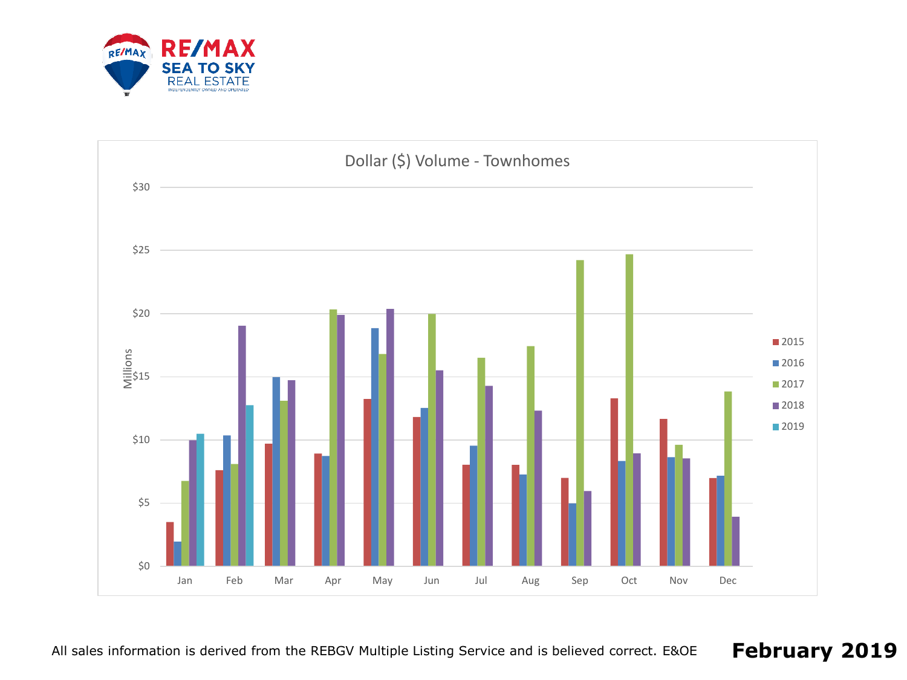RE/MAX SEA TO SKY REAL ESTATE

INDEPENDENTLY OWNED AND OPERATED

## Dollar ($) Volume - Townhomes

Millions

$30, $25, $20, $15, $10, $5, $0

Jan, Feb, Mar, Apr, May, Jun, Jul, Aug, Sep, Oct, Nov, Dec

2015, 2016, 2017, 2018, 2019

All sales information is derived from the REBGV Multiple Listing Service and is believed correct. E&OE

**February 2019**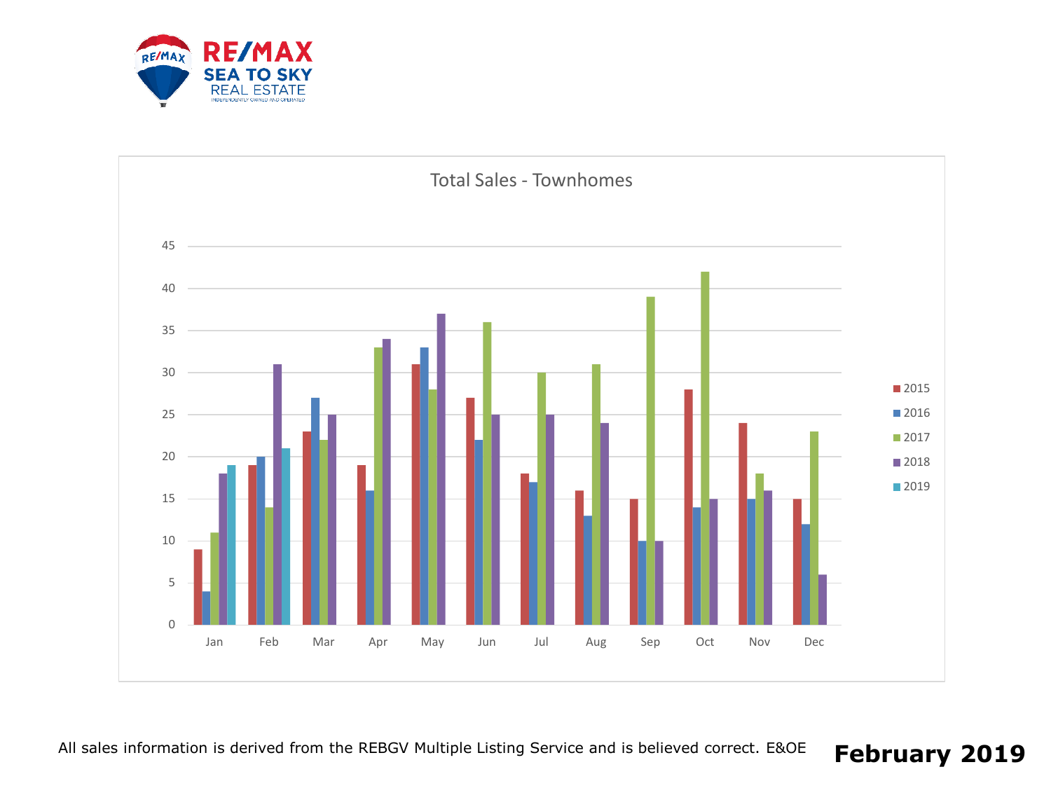RE/MAX SEA TO SKY REAL ESTATE

INDEPENDENTLY OWNED AND OPERATED

## Total Sales - Townhomes

| Month | 2015 | 2016 | 2017 | 2018 | 2019 |
|---|---|---|---|---|---|
| Jan | 9 | 4 | 11 | 18 | 19 |
| Feb | 19 | 20 | 14 | 31 | 21 |
| Mar | 23 | 27 | 22 | 25 | |
| Apr | 19 | 16 | 33 | 34 | |
| May | 31 | 33 | 28 | 37 | |
| Jun | 27 | 22 | 36 | 25 | |
| Jul | 18 | 17 | 30 | 25 | |
| Aug | 16 | 13 | 31 | 24 | |
| Sep | 15 | 10 | 39 | 10 | |
| Oct | 28 | 14 | 42 | 15 | |
| Nov | 24 | 15 | 18 | 16 | |
| Dec | 15 | 12 | 23 | 6 | |

All sales information is derived from the REBGV Multiple Listing Service and is believed correct. E&OE

**February 2019**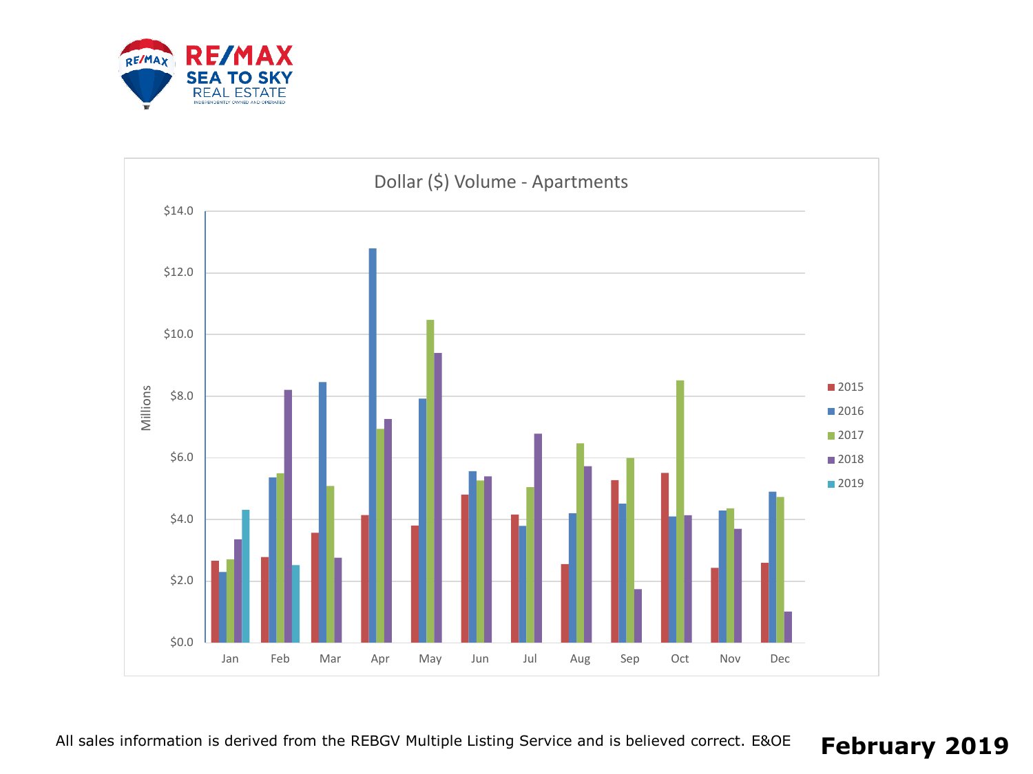RE/MAX SEA TO SKY REAL ESTATE

## Dollar ($) Volume - Apartments

All sales information is derived from the REBGV Multiple Listing Service and is believed correct. E&OE

**February 2019**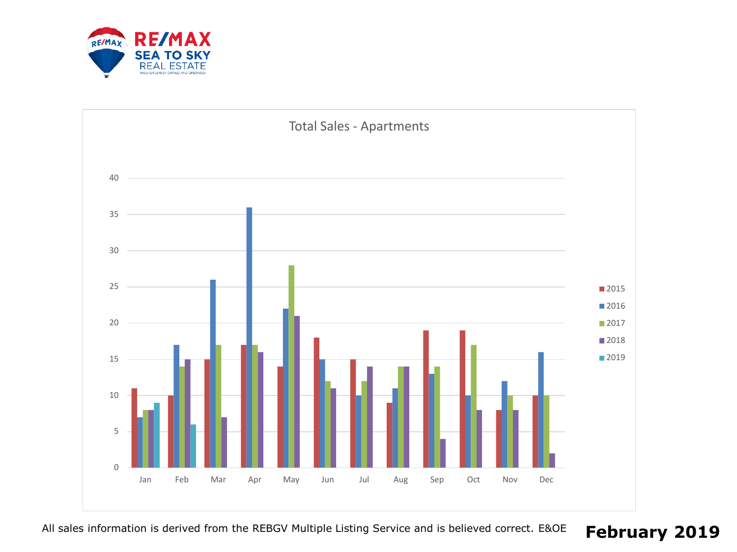RE/MAX SEA TO SKY REAL ESTATE

## Total Sales - Apartments

| Month | 2015 | 2016 | 2017 | 2018 | 2019 |
|---|---|---|---|---|---|
| Jan | 11 | 7 | 8 | 8 | 9 |
| Feb | 10 | 17 | 14 | 15 | 6 |
| Mar | 15 | 26 | 17 | 7 | |
| Apr | 17 | 36 | 17 | 16 | |
| May | 14 | 22 | 28 | 21 | |
| Jun | 18 | 15 | 12 | 11 | |
| Jul | 15 | 10 | 12 | 14 | |
| Aug | 9 | 11 | 14 | 14 | |
| Sep | 19 | 13 | 14 | 4 | |
| Oct | 19 | 10 | 17 | 8 | |
| Nov | 8 | 12 | 10 | 8 | |
| Dec | 10 | 16 | 10 | 2 | |

All sales information is derived from the REBGV Multiple Listing Service and is believed correct. E&OE

**February 2019**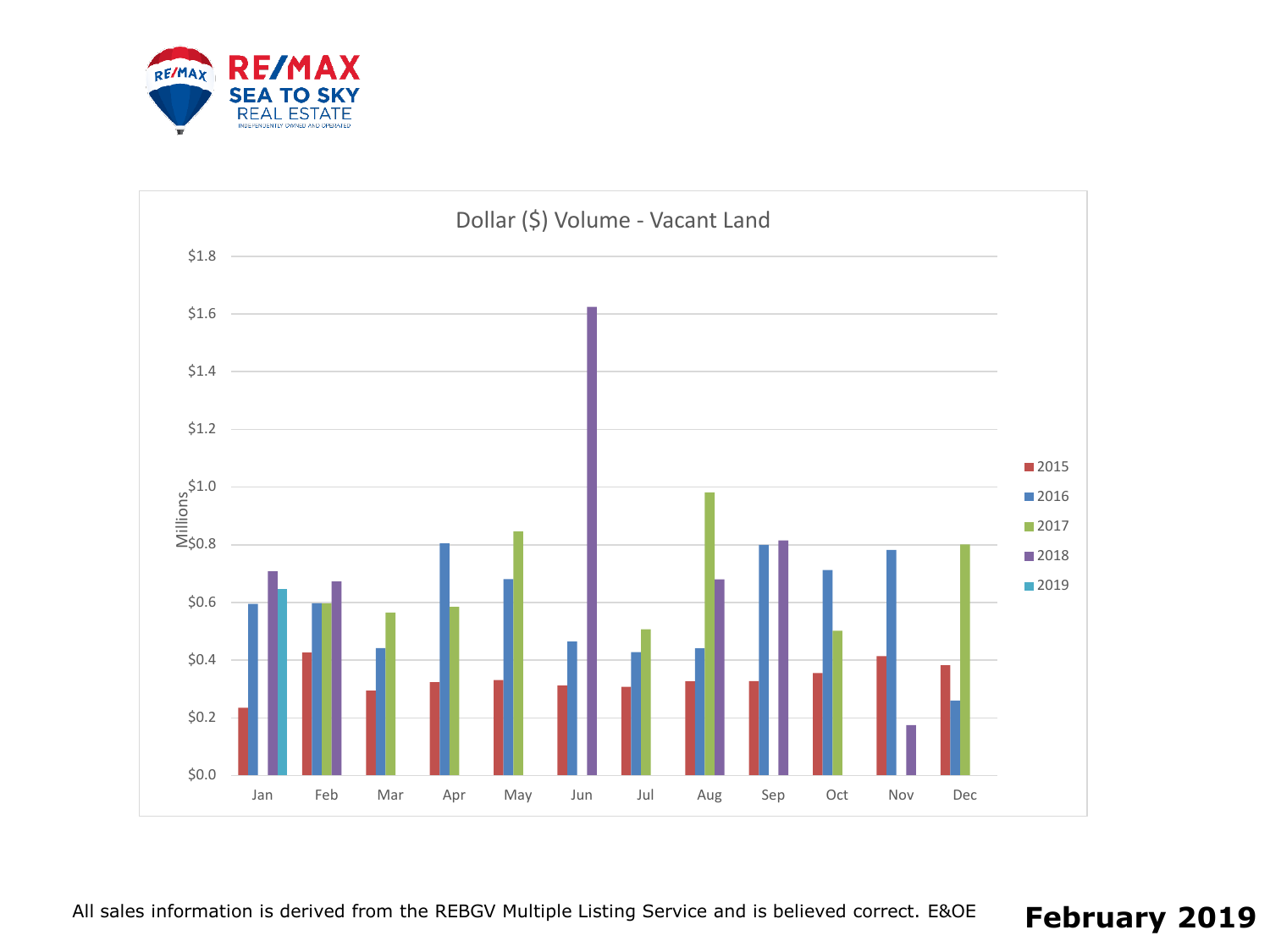RE/MAX SEA TO SKY REAL ESTATE

INDEPENDENTLY OWNED AND OPERATED

## Dollar ($) Volume - Vacant Land

All sales information is derived from the REBGV Multiple Listing Service and is believed correct. E&OE

**February 2019**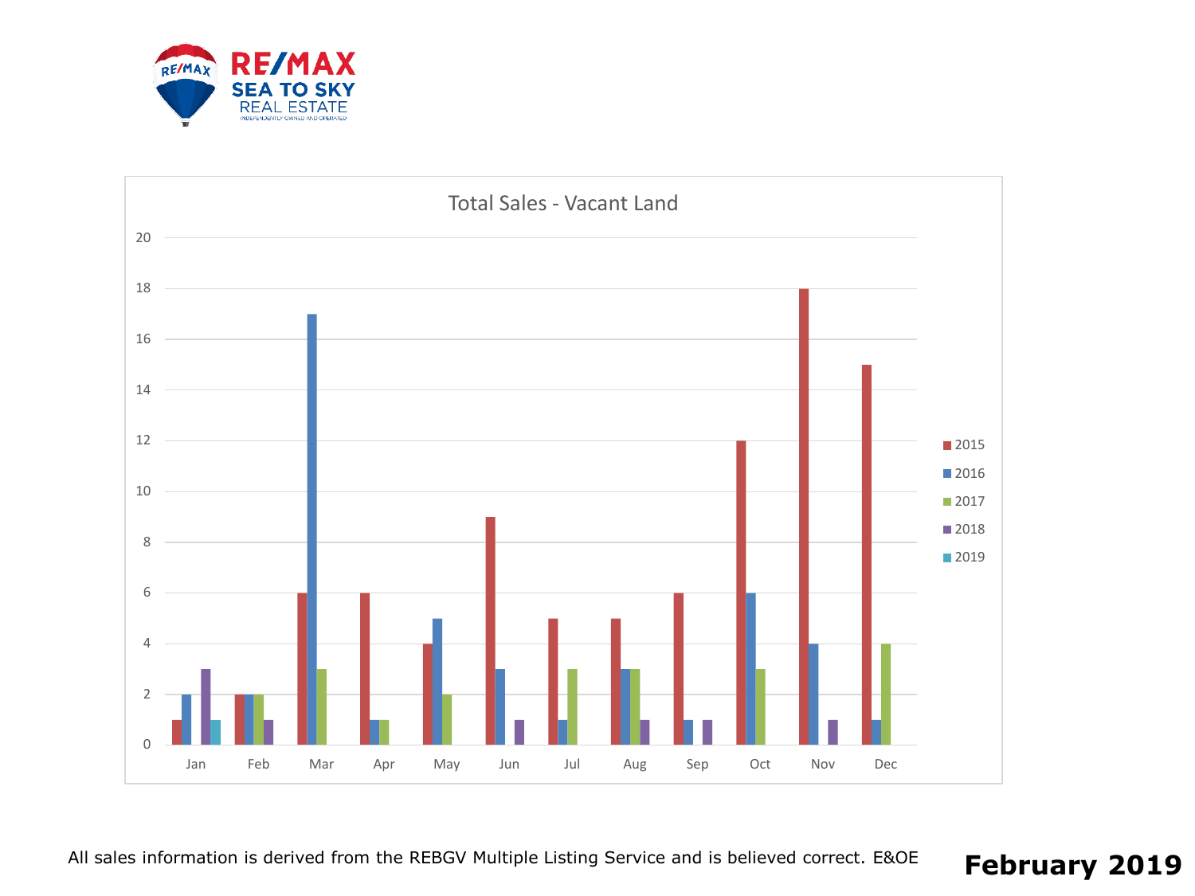RE/MAX SEA TO SKY REAL ESTATE

INDEPENDENTLY OWNED AND OPERATED

## Total Sales - Vacant Land

| Month | 2015 | 2016 | 2017 | 2018 | 2019 |
|---|---|---|---|---|---|
| Jan | 1 | 2 | | 3 | 1 |
| Feb | 2 | 2 | 2 | 1 | |
| Mar | 6 | 17 | 3 | | |
| Apr | 6 | 1 | 1 | | |
| May | 4 | 5 | 2 | | |
| Jun | 9 | 3 | | 1 | |
| Jul | 5 | 1 | 3 | | |
| Aug | 5 | 3 | 3 | 1 | |
| Sep | 6 | 1 | | 1 | |
| Oct | 12 | 6 | 3 | | |
| Nov | 18 | 4 | | 1 | |
| Dec | 15 | 1 | 4 | | |

All sales information is derived from the REBGV Multiple Listing Service and is believed correct. E&OE

**February 2019**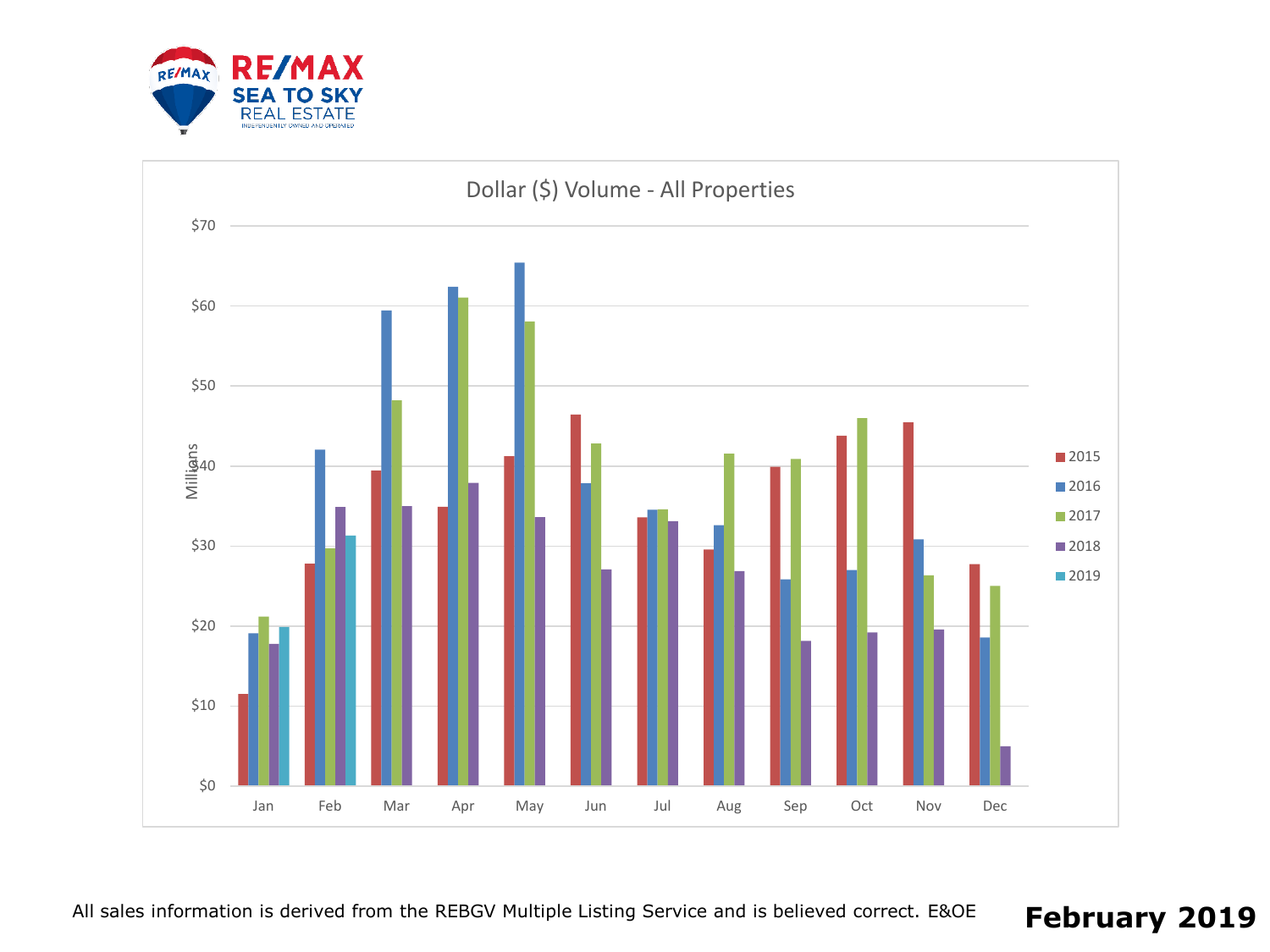RE/MAX SEA TO SKY REAL ESTATE

INDEPENDENTLY OWNED AND OPERATED

## Dollar ($) Volume - All Properties

Millions

| | 2015 | 2016 | 2017 | 2018 | 2019 |
|---|---|---|---|---|---|
| Jan | | | | | |
| Feb | | | | | |
| Mar | | | | | |
| Apr | | | | | |
| May | | | | | |
| Jun | | | | | |
| Jul | | | | | |
| Aug | | | | | |
| Sep | | | | | |
| Oct | | | | | |
| Nov | | | | | |
| Dec | | | | | |

Y-axis: $0, $10, $20, $30, $40, $50, $60, $70

All sales information is derived from the REBGV Multiple Listing Service and is believed correct. E&OE

**February 2019**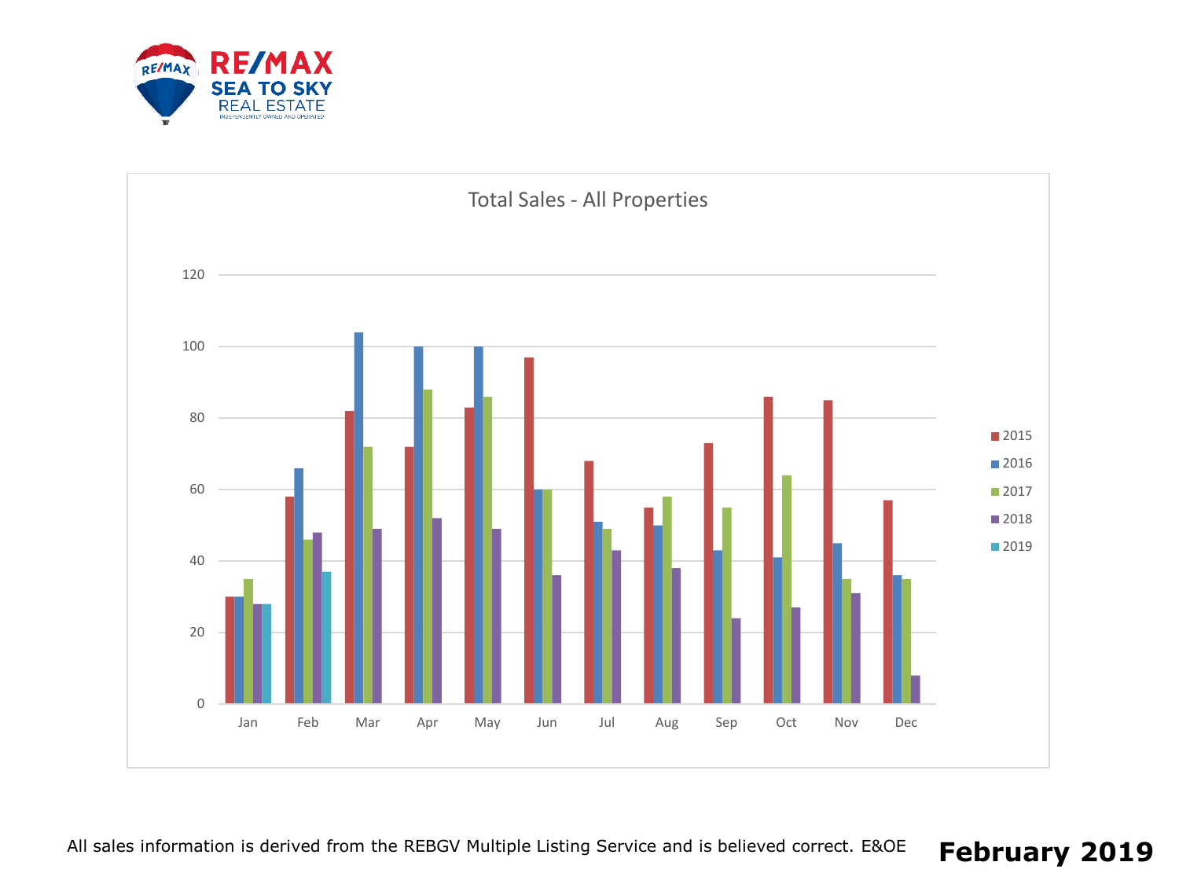RE/MAX SEA TO SKY REAL ESTATE

INDEPENDENTLY OWNED AND OPERATED

## Total Sales - All Properties

| Month | 2015 | 2016 | 2017 | 2018 | 2019 |
|---|---|---|---|---|---|
| Jan | 30 | 30 | 35 | 28 | 28 |
| Feb | 58 | 66 | 46 | 48 | 37 |
| Mar | 82 | 104 | 72 | 49 | |
| Apr | 72 | 100 | 88 | 52 | |
| May | 83 | 100 | 86 | 49 | |
| Jun | 97 | 60 | 60 | 36 | |
| Jul | 68 | 51 | 49 | 43 | |
| Aug | 55 | 50 | 58 | 38 | |
| Sep | 73 | 43 | 55 | 24 | |
| Oct | 86 | 41 | 64 | 27 | |
| Nov | 85 | 45 | 35 | 31 | |
| Dec | 57 | 36 | 35 | 8 | |

All sales information is derived from the REBGV Multiple Listing Service and is believed correct. E&OE

**February 2019**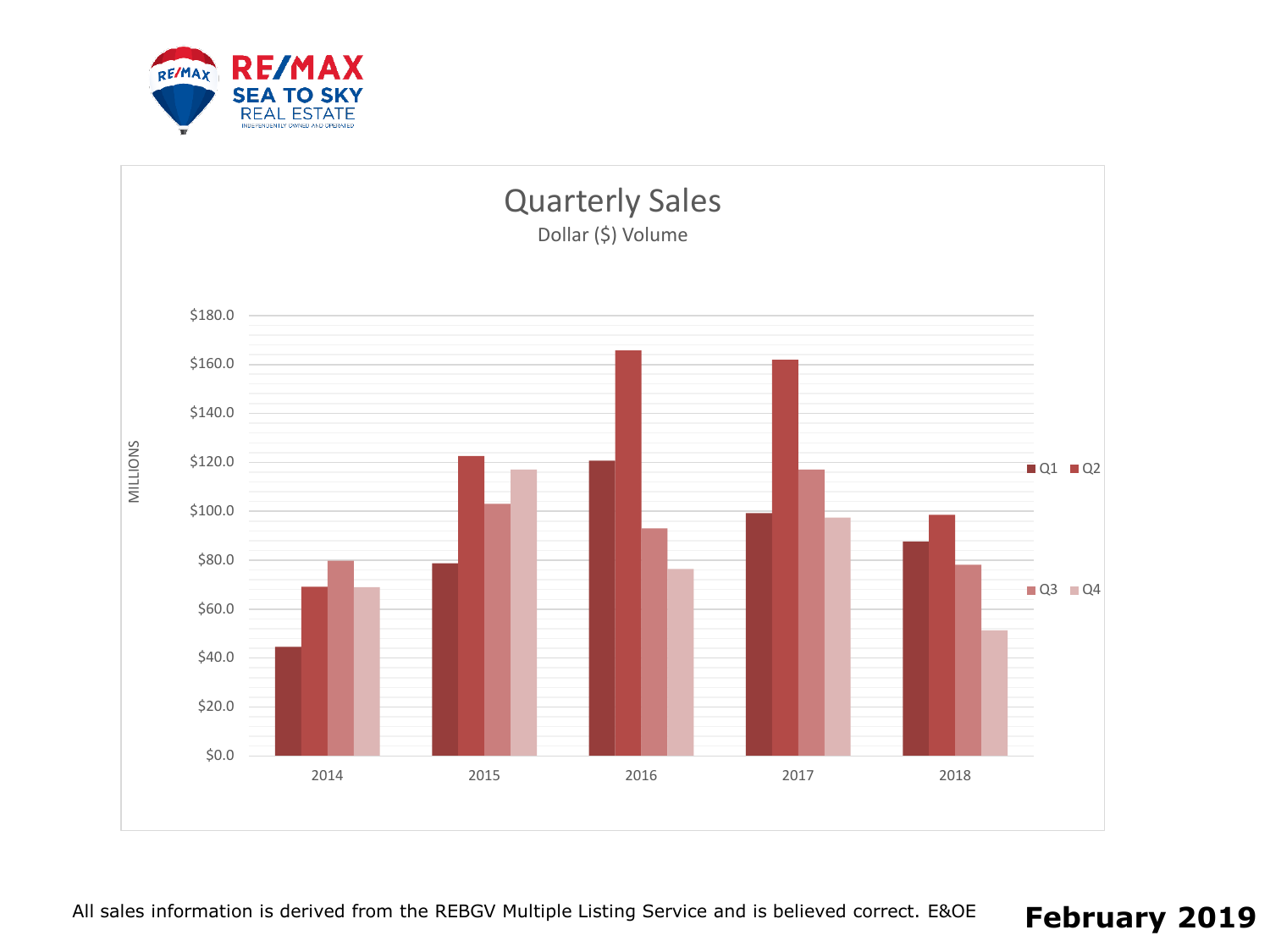# Quarterly Sales

## Dollar ($) Volume

All sales information is derived from the REBGV Multiple Listing Service and is believed correct. E&OE

**February 2019**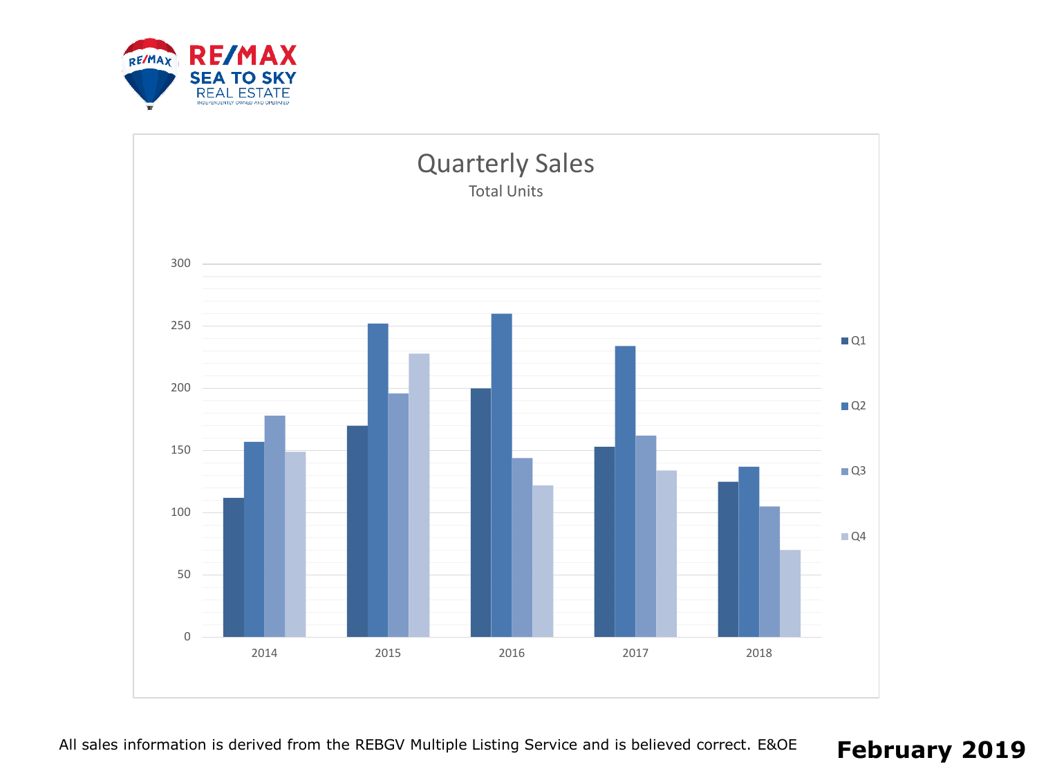RE/MAX SEA TO SKY REAL ESTATE

INDEPENDENTLY OWNED AND OPERATED

Quarterly Sales

Total Units

300

250

200

150

100

50

0

2014

2015

2016

2017

2018

Q1

Q2

Q3

Q4

All sales information is derived from the REBGV Multiple Listing Service and is believed correct. E&OE

**February 2019**